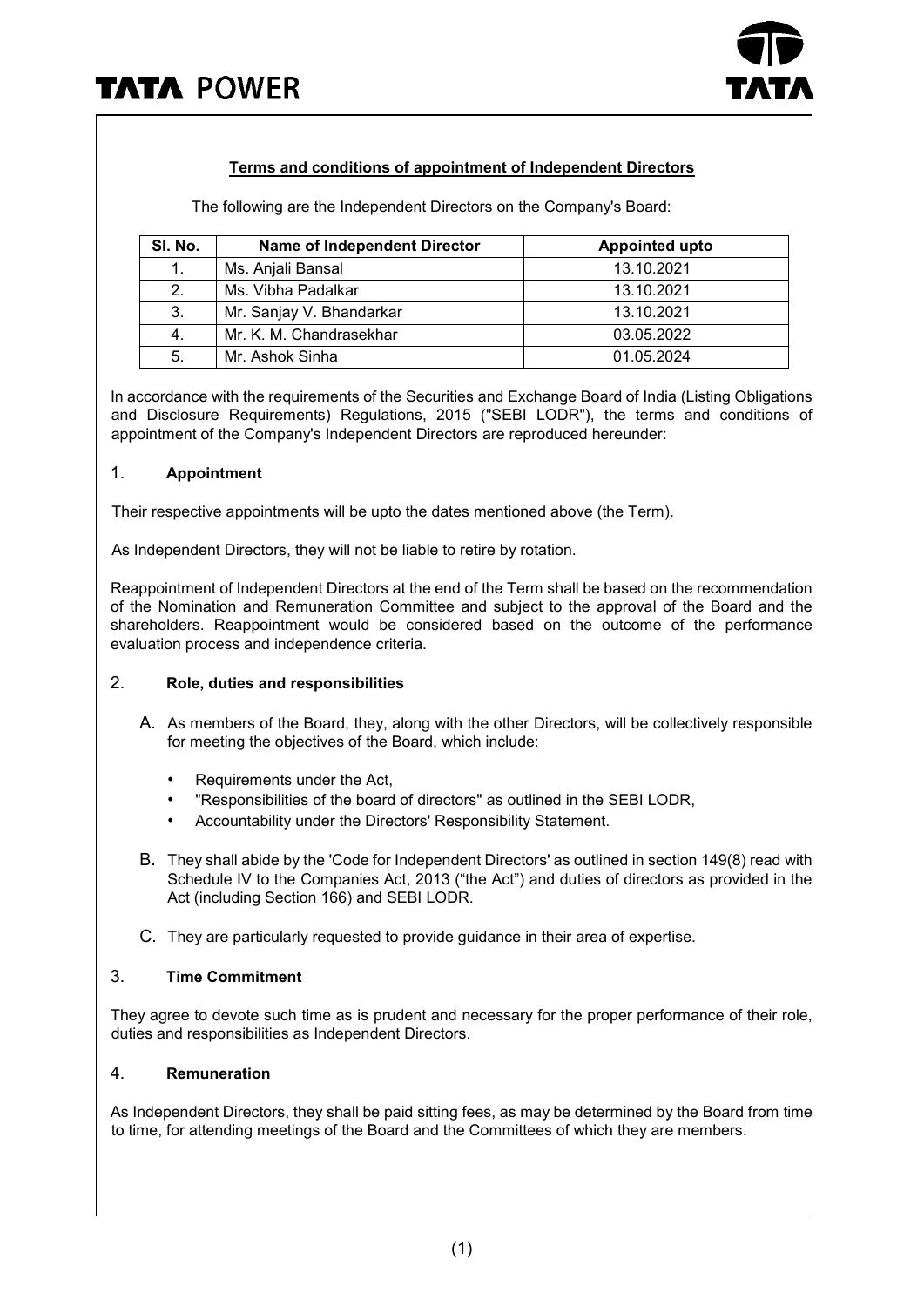## Terms and conditions of appointment of Independent Directors

The following are the Independent Directors on the Company's Board:

| Sl. No. | Name of Independent Director | Appointed upto |
|---|---|---|
| 1. | Ms. Anjali Bansal | 13.10.2021 |
| 2. | Ms. Vibha Padalkar | 13.10.2021 |
| 3. | Mr. Sanjay V. Bhandarkar | 13.10.2021 |
| 4. | Mr. K. M. Chandrasekhar | 03.05.2022 |
| 5. | Mr. Ashok Sinha | 01.05.2024 |

In accordance with the requirements of the Securities and Exchange Board of India (Listing Obligations and Disclosure Requirements) Regulations, 2015 ("SEBI LODR"), the terms and conditions of appointment of the Company's Independent Directors are reproduced hereunder:

### 1. Appointment

Their respective appointments will be upto the dates mentioned above (the Term).

As Independent Directors, they will not be liable to retire by rotation.

Reappointment of Independent Directors at the end of the Term shall be based on the recommendation of the Nomination and Remuneration Committee and subject to the approval of the Board and the shareholders. Reappointment would be considered based on the outcome of the performance evaluation process and independence criteria.

### 2. Role, duties and responsibilities

A. As members of the Board, they, along with the other Directors, will be collectively responsible for meeting the objectives of the Board, which include:

- Requirements under the Act,
- "Responsibilities of the board of directors" as outlined in the SEBI LODR,
- Accountability under the Directors' Responsibility Statement.

B. They shall abide by the 'Code for Independent Directors' as outlined in section 149(8) read with Schedule IV to the Companies Act, 2013 ("the Act") and duties of directors as provided in the Act (including Section 166) and SEBI LODR.

C. They are particularly requested to provide guidance in their area of expertise.

### 3. Time Commitment

They agree to devote such time as is prudent and necessary for the proper performance of their role, duties and responsibilities as Independent Directors.

### 4. Remuneration

As Independent Directors, they shall be paid sitting fees, as may be determined by the Board from time to time, for attending meetings of the Board and the Committees of which they are members.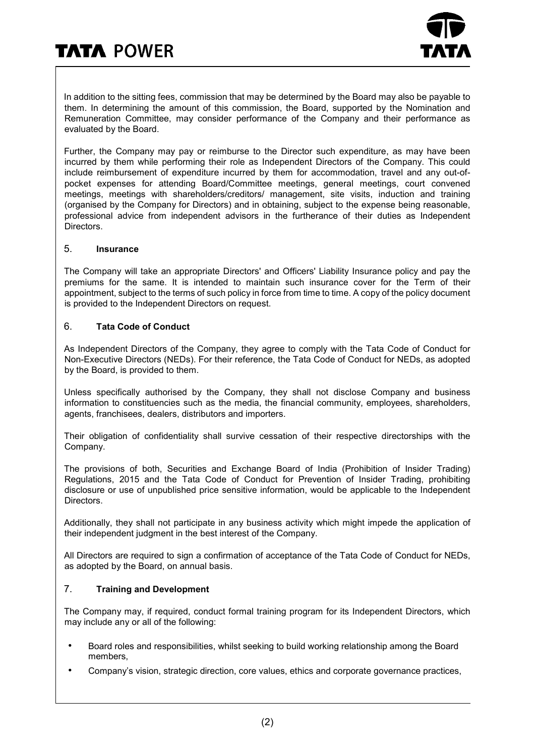In addition to the sitting fees, commission that may be determined by the Board may also be payable to them. In determining the amount of this commission, the Board, supported by the Nomination and Remuneration Committee, may consider performance of the Company and their performance as evaluated by the Board.

Further, the Company may pay or reimburse to the Director such expenditure, as may have been incurred by them while performing their role as Independent Directors of the Company. This could include reimbursement of expenditure incurred by them for accommodation, travel and any out-of-pocket expenses for attending Board/Committee meetings, general meetings, court convened meetings, meetings with shareholders/creditors/ management, site visits, induction and training (organised by the Company for Directors) and in obtaining, subject to the expense being reasonable, professional advice from independent advisors in the furtherance of their duties as Independent Directors.

## 5. **Insurance**

The Company will take an appropriate Directors' and Officers' Liability Insurance policy and pay the premiums for the same. It is intended to maintain such insurance cover for the Term of their appointment, subject to the terms of such policy in force from time to time. A copy of the policy document is provided to the Independent Directors on request.

## 6. **Tata Code of Conduct**

As Independent Directors of the Company, they agree to comply with the Tata Code of Conduct for Non-Executive Directors (NEDs). For their reference, the Tata Code of Conduct for NEDs, as adopted by the Board, is provided to them.

Unless specifically authorised by the Company, they shall not disclose Company and business information to constituencies such as the media, the financial community, employees, shareholders, agents, franchisees, dealers, distributors and importers.

Their obligation of confidentiality shall survive cessation of their respective directorships with the Company.

The provisions of both, Securities and Exchange Board of India (Prohibition of Insider Trading) Regulations, 2015 and the Tata Code of Conduct for Prevention of Insider Trading, prohibiting disclosure or use of unpublished price sensitive information, would be applicable to the Independent Directors.

Additionally, they shall not participate in any business activity which might impede the application of their independent judgment in the best interest of the Company.

All Directors are required to sign a confirmation of acceptance of the Tata Code of Conduct for NEDs, as adopted by the Board, on annual basis.

## 7. **Training and Development**

The Company may, if required, conduct formal training program for its Independent Directors, which may include any or all of the following:

- Board roles and responsibilities, whilst seeking to build working relationship among the Board members,
- Company's vision, strategic direction, core values, ethics and corporate governance practices,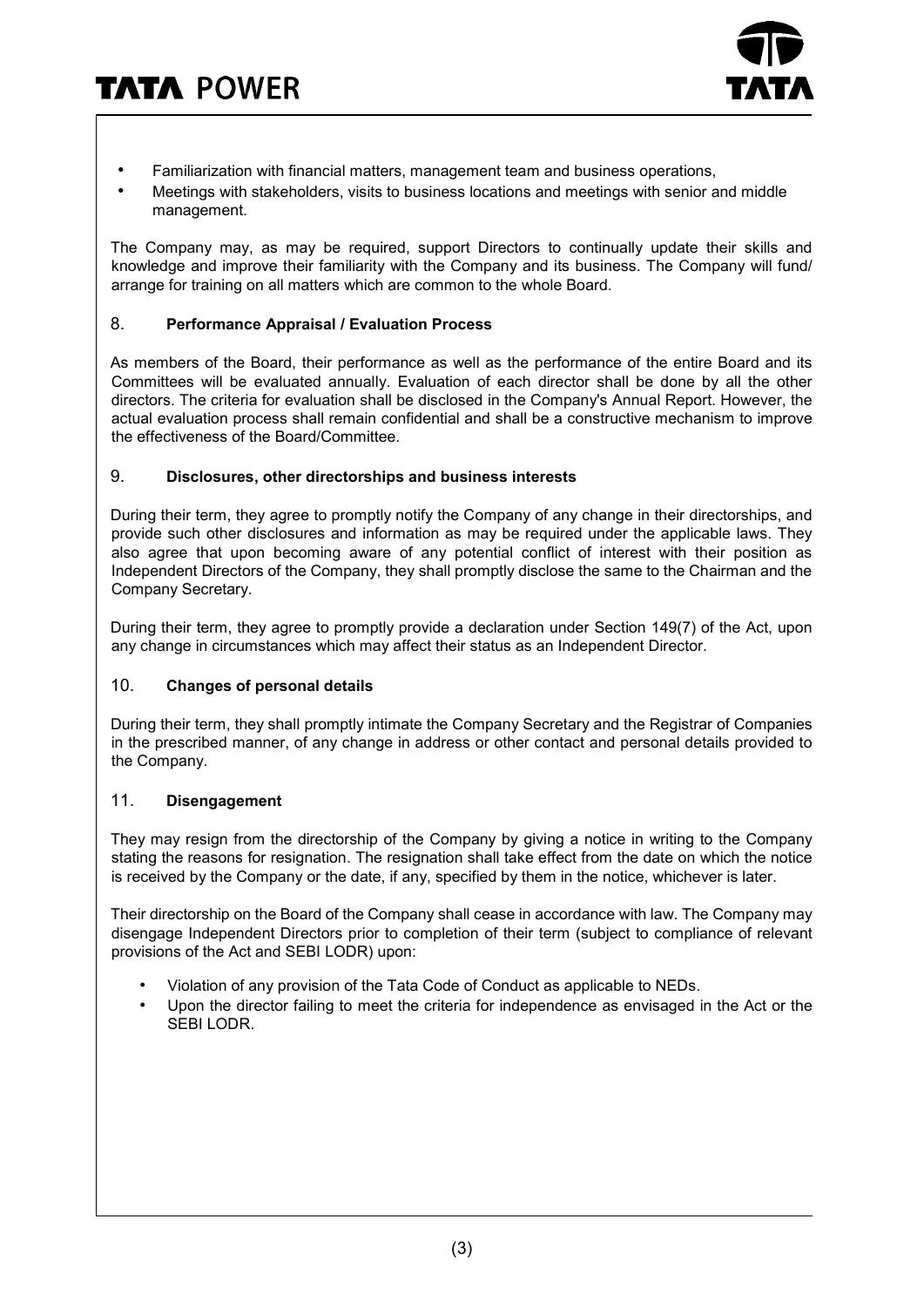- Familiarization with financial matters, management team and business operations,
- Meetings with stakeholders, visits to business locations and meetings with senior and middle management.

The Company may, as may be required, support Directors to continually update their skills and knowledge and improve their familiarity with the Company and its business. The Company will fund/ arrange for training on all matters which are common to the whole Board.

## 8. Performance Appraisal / Evaluation Process

As members of the Board, their performance as well as the performance of the entire Board and its Committees will be evaluated annually. Evaluation of each director shall be done by all the other directors. The criteria for evaluation shall be disclosed in the Company's Annual Report. However, the actual evaluation process shall remain confidential and shall be a constructive mechanism to improve the effectiveness of the Board/Committee.

## 9. Disclosures, other directorships and business interests

During their term, they agree to promptly notify the Company of any change in their directorships, and provide such other disclosures and information as may be required under the applicable laws. They also agree that upon becoming aware of any potential conflict of interest with their position as Independent Directors of the Company, they shall promptly disclose the same to the Chairman and the Company Secretary.

During their term, they agree to promptly provide a declaration under Section 149(7) of the Act, upon any change in circumstances which may affect their status as an Independent Director.

## 10. Changes of personal details

During their term, they shall promptly intimate the Company Secretary and the Registrar of Companies in the prescribed manner, of any change in address or other contact and personal details provided to the Company.

## 11. Disengagement

They may resign from the directorship of the Company by giving a notice in writing to the Company stating the reasons for resignation. The resignation shall take effect from the date on which the notice is received by the Company or the date, if any, specified by them in the notice, whichever is later.

Their directorship on the Board of the Company shall cease in accordance with law. The Company may disengage Independent Directors prior to completion of their term (subject to compliance of relevant provisions of the Act and SEBI LODR) upon:

- Violation of any provision of the Tata Code of Conduct as applicable to NEDs.
- Upon the director failing to meet the criteria for independence as envisaged in the Act or the SEBI LODR.